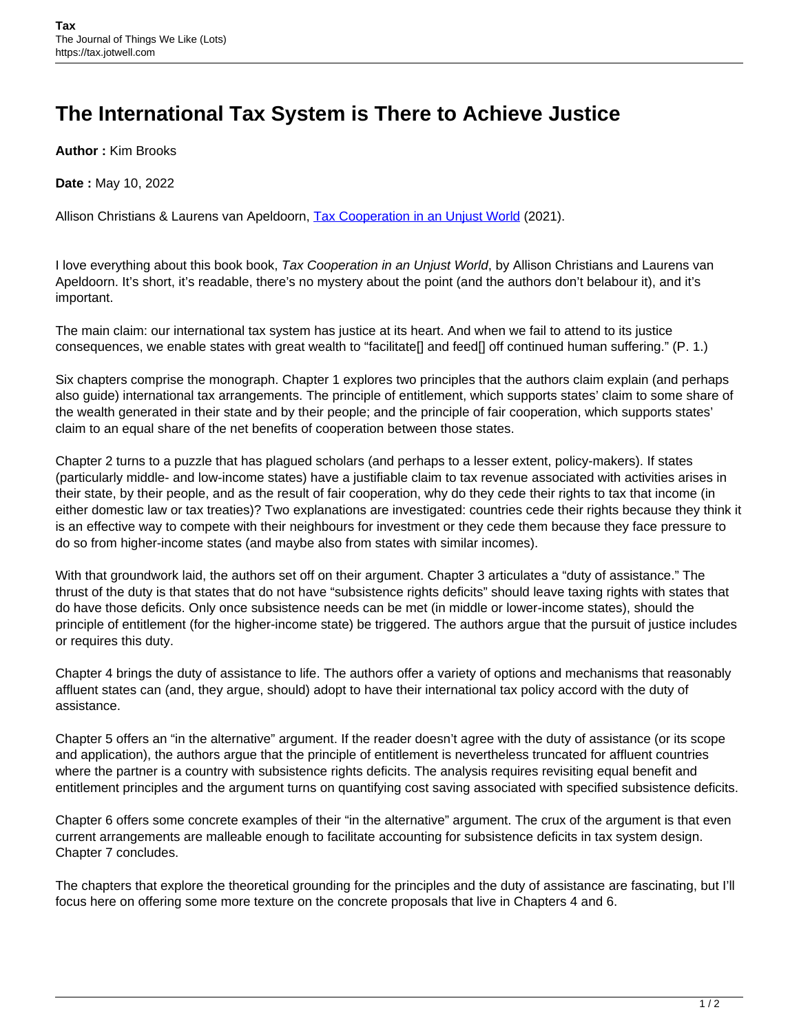# The International Tax System is There to Achieve Justice

**Author :** Kim Brooks

**Date :** May 10, 2022

Allison Christians & Laurens van Apeldoorn, Tax Cooperation in an Unjust World (2021).

I love everything about this book book, *Tax Cooperation in an Unjust World*, by Allison Christians and Laurens van Apeldoorn. It's short, it's readable, there's no mystery about the point (and the authors don't belabour it), and it's important.

The main claim: our international tax system has justice at its heart. And when we fail to attend to its justice consequences, we enable states with great wealth to "facilitate[] and feed[] off continued human suffering." (P. 1.)

Six chapters comprise the monograph. Chapter 1 explores two principles that the authors claim explain (and perhaps also guide) international tax arrangements. The principle of entitlement, which supports states' claim to some share of the wealth generated in their state and by their people; and the principle of fair cooperation, which supports states' claim to an equal share of the net benefits of cooperation between those states.

Chapter 2 turns to a puzzle that has plagued scholars (and perhaps to a lesser extent, policy-makers). If states (particularly middle- and low-income states) have a justifiable claim to tax revenue associated with activities arises in their state, by their people, and as the result of fair cooperation, why do they cede their rights to tax that income (in either domestic law or tax treaties)? Two explanations are investigated: countries cede their rights because they think it is an effective way to compete with their neighbours for investment or they cede them because they face pressure to do so from higher-income states (and maybe also from states with similar incomes).

With that groundwork laid, the authors set off on their argument. Chapter 3 articulates a "duty of assistance." The thrust of the duty is that states that do not have "subsistence rights deficits" should leave taxing rights with states that do have those deficits. Only once subsistence needs can be met (in middle or lower-income states), should the principle of entitlement (for the higher-income state) be triggered. The authors argue that the pursuit of justice includes or requires this duty.

Chapter 4 brings the duty of assistance to life. The authors offer a variety of options and mechanisms that reasonably affluent states can (and, they argue, should) adopt to have their international tax policy accord with the duty of assistance.

Chapter 5 offers an "in the alternative" argument. If the reader doesn't agree with the duty of assistance (or its scope and application), the authors argue that the principle of entitlement is nevertheless truncated for affluent countries where the partner is a country with subsistence rights deficits. The analysis requires revisiting equal benefit and entitlement principles and the argument turns on quantifying cost saving associated with specified subsistence deficits.

Chapter 6 offers some concrete examples of their "in the alternative" argument. The crux of the argument is that even current arrangements are malleable enough to facilitate accounting for subsistence deficits in tax system design. Chapter 7 concludes.

The chapters that explore the theoretical grounding for the principles and the duty of assistance are fascinating, but I'll focus here on offering some more texture on the concrete proposals that live in Chapters 4 and 6.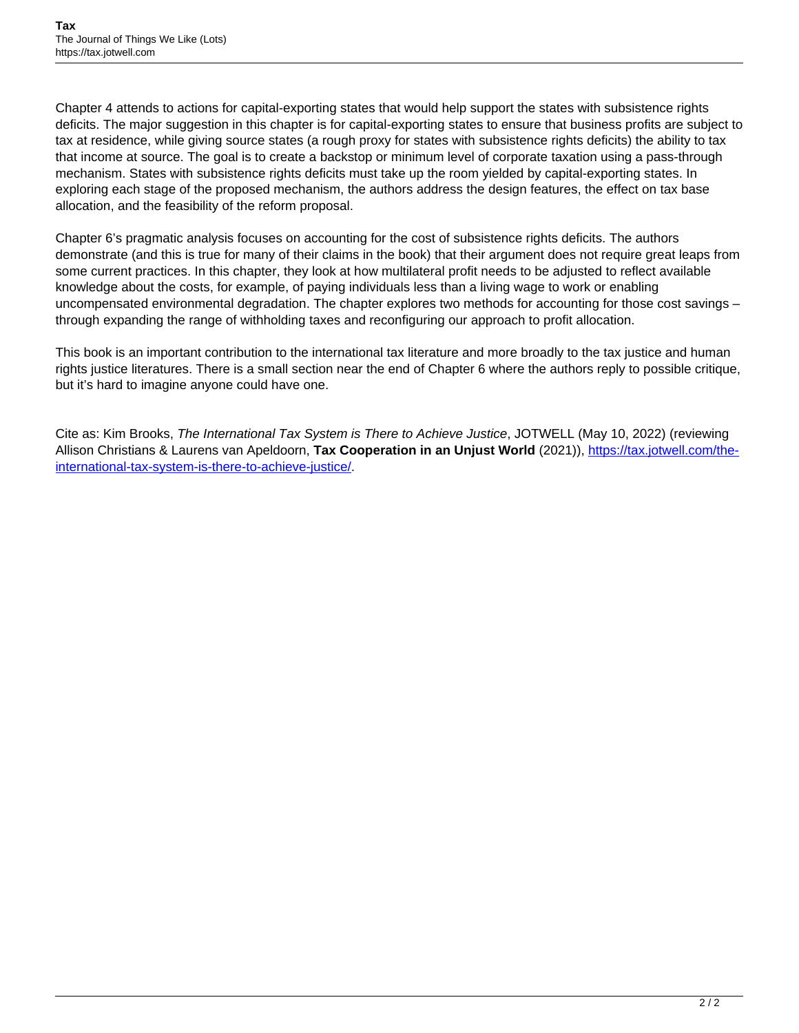Chapter 4 attends to actions for capital-exporting states that would help support the states with subsistence rights deficits. The major suggestion in this chapter is for capital-exporting states to ensure that business profits are subject to tax at residence, while giving source states (a rough proxy for states with subsistence rights deficits) the ability to tax that income at source. The goal is to create a backstop or minimum level of corporate taxation using a pass-through mechanism. States with subsistence rights deficits must take up the room yielded by capital-exporting states. In exploring each stage of the proposed mechanism, the authors address the design features, the effect on tax base allocation, and the feasibility of the reform proposal.

Chapter 6's pragmatic analysis focuses on accounting for the cost of subsistence rights deficits. The authors demonstrate (and this is true for many of their claims in the book) that their argument does not require great leaps from some current practices. In this chapter, they look at how multilateral profit needs to be adjusted to reflect available knowledge about the costs, for example, of paying individuals less than a living wage to work or enabling uncompensated environmental degradation. The chapter explores two methods for accounting for those cost savings – through expanding the range of withholding taxes and reconfiguring our approach to profit allocation.

This book is an important contribution to the international tax literature and more broadly to the tax justice and human rights justice literatures. There is a small section near the end of Chapter 6 where the authors reply to possible critique, but it's hard to imagine anyone could have one.

Cite as: Kim Brooks, *The International Tax System is There to Achieve Justice*, JOTWELL (May 10, 2022) (reviewing Allison Christians & Laurens van Apeldoorn, **Tax Cooperation in an Unjust World** (2021)), [https://tax.jotwell.com/the-international-tax-system-is-there-to-achieve-justice/](https://tax.jotwell.com/the-international-tax-system-is-there-to-achieve-justice/).